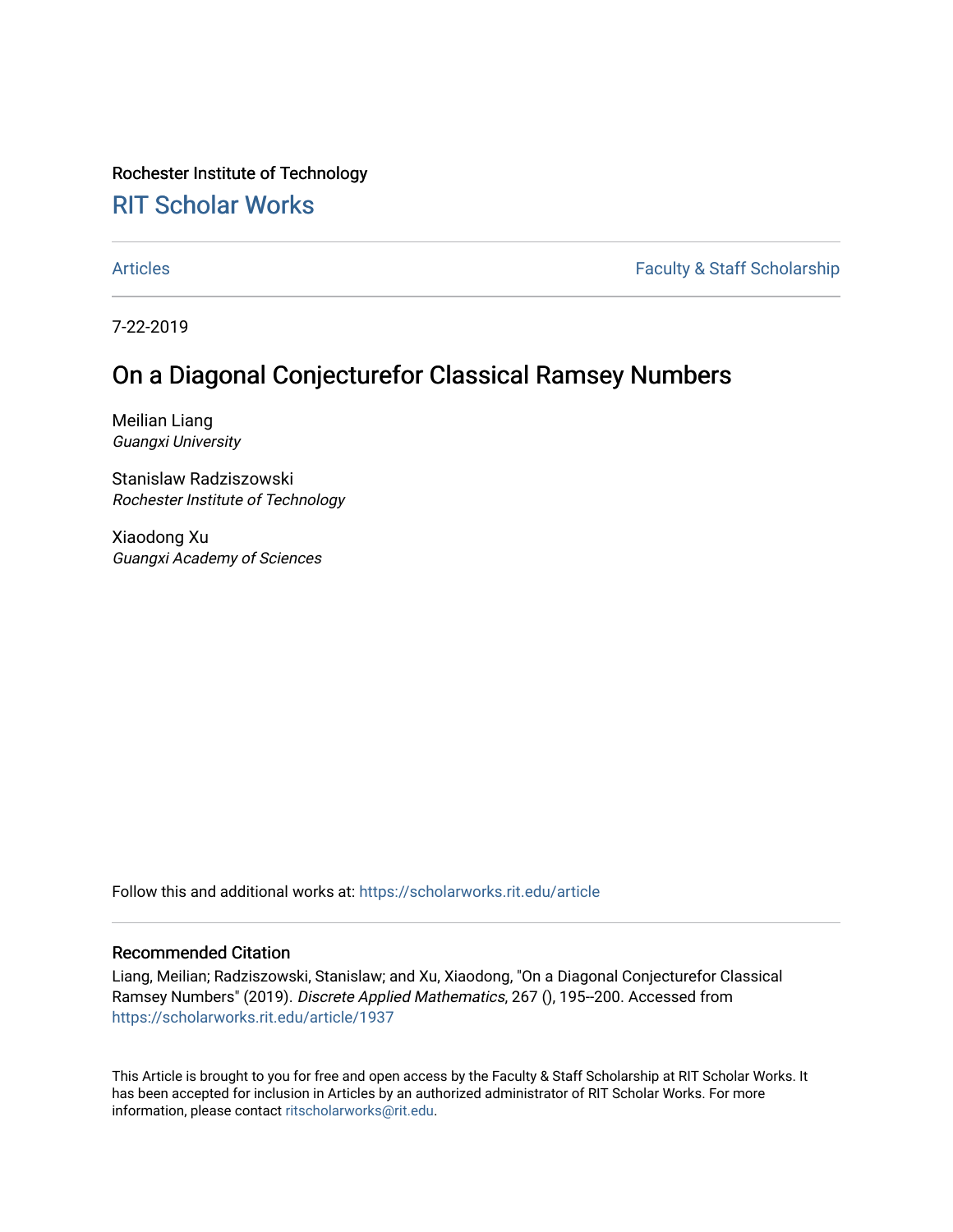Rochester Institute of Technology

## RIT Scholar Works

Articles | Faculty & Staff Scholarship

7-22-2019

# On a Diagonal Conjecturefor Classical Ramsey Numbers

Meilian Liang
*Guangxi University*

Stanislaw Radziszowski
*Rochester Institute of Technology*

Xiaodong Xu
*Guangxi Academy of Sciences*

Follow this and additional works at: https://scholarworks.rit.edu/article

### Recommended Citation

Liang, Meilian; Radziszowski, Stanislaw; and Xu, Xiaodong, "On a Diagonal Conjecturefor Classical Ramsey Numbers" (2019). *Discrete Applied Mathematics*, 267 (), 195--200. Accessed from https://scholarworks.rit.edu/article/1937

This Article is brought to you for free and open access by the Faculty & Staff Scholarship at RIT Scholar Works. It has been accepted for inclusion in Articles by an authorized administrator of RIT Scholar Works. For more information, please contact ritscholarworks@rit.edu.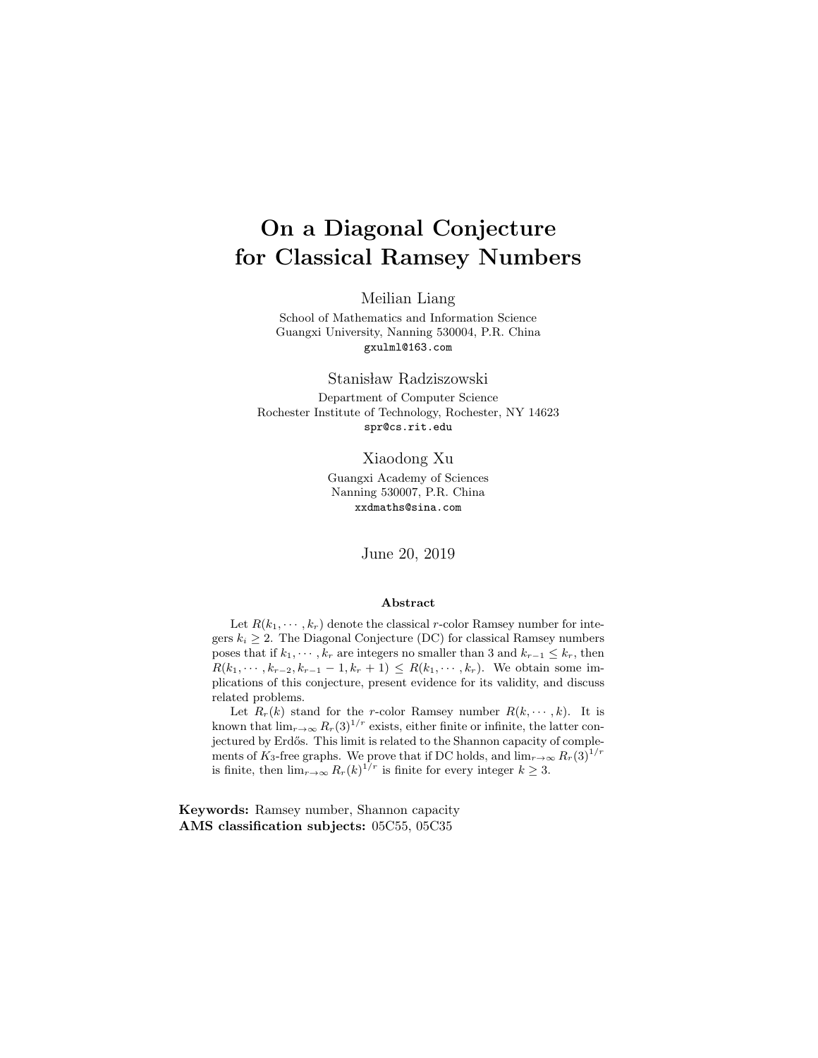# On a Diagonal Conjecture for Classical Ramsey Numbers

Meilian Liang

School of Mathematics and Information Science
Guangxi University, Nanning 530004, P.R. China
gxulml@163.com

Stanisław Radziszowski

Department of Computer Science
Rochester Institute of Technology, Rochester, NY 14623
spr@cs.rit.edu

Xiaodong Xu

Guangxi Academy of Sciences
Nanning 530007, P.R. China
xxdmaths@sina.com

June 20, 2019

### Abstract

Let $R(k_1, \cdots, k_r)$ denote the classical $r$-color Ramsey number for integers $k_i \geq 2$. The Diagonal Conjecture (DC) for classical Ramsey numbers poses that if $k_1, \cdots, k_r$ are integers no smaller than 3 and $k_{r-1} \leq k_r$, then $R(k_1, \cdots, k_{r-2}, k_{r-1} - 1, k_r + 1) \leq R(k_1, \cdots, k_r)$. We obtain some implications of this conjecture, present evidence for its validity, and discuss related problems.

Let $R_r(k)$ stand for the $r$-color Ramsey number $R(k, \cdots, k)$. It is known that $\lim_{r\to\infty} R_r(3)^{1/r}$ exists, either finite or infinite, the latter conjectured by Erdős. This limit is related to the Shannon capacity of complements of $K_3$-free graphs. We prove that if DC holds, and $\lim_{r\to\infty} R_r(3)^{1/r}$ is finite, then $\lim_{r\to\infty} R_r(k)^{1/r}$ is finite for every integer $k \geq 3$.

**Keywords:** Ramsey number, Shannon capacity
**AMS classification subjects:** 05C55, 05C35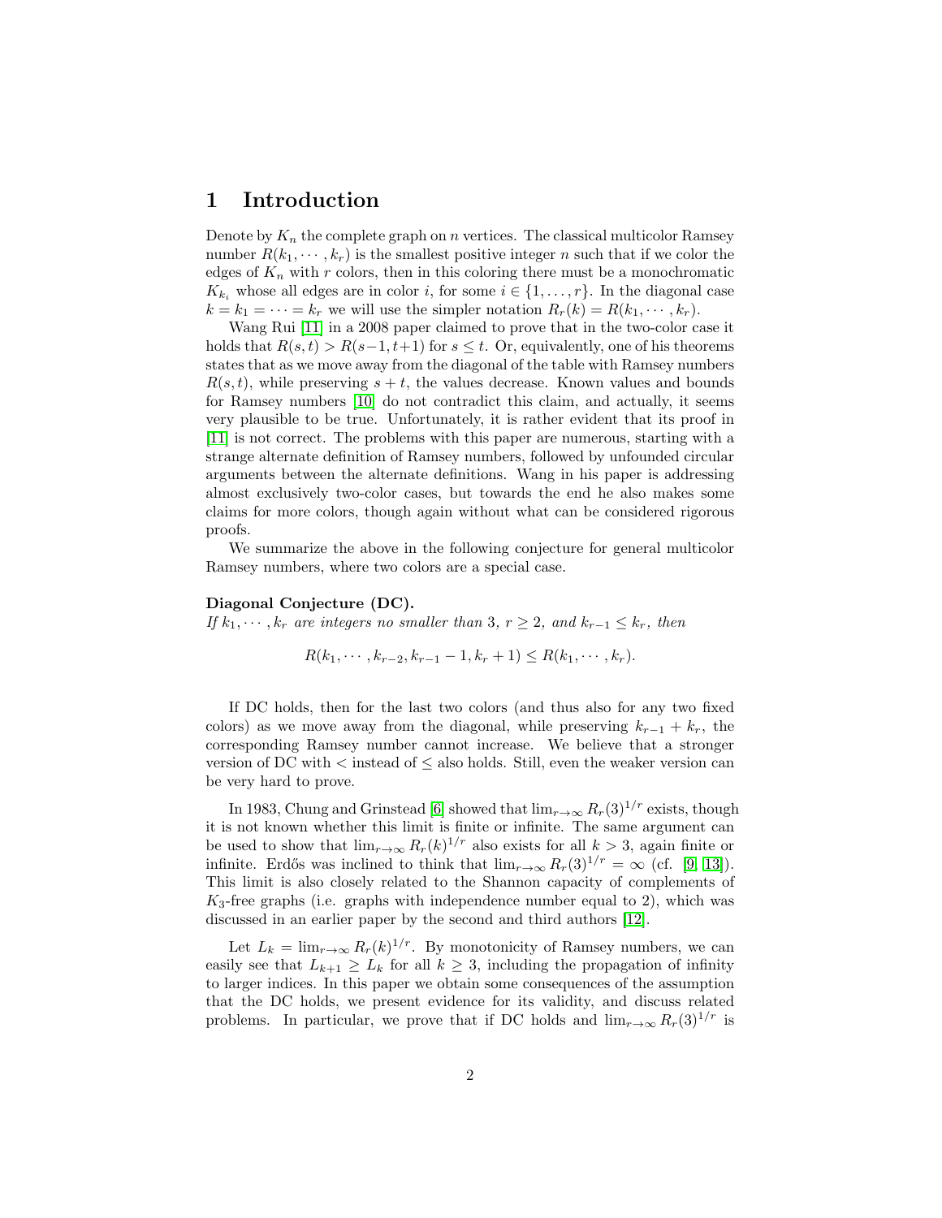# 1 Introduction

Denote by $K_n$ the complete graph on $n$ vertices. The classical multicolor Ramsey number $R(k_1, \cdots, k_r)$ is the smallest positive integer $n$ such that if we color the edges of $K_n$ with $r$ colors, then in this coloring there must be a monochromatic $K_{k_i}$ whose all edges are in color $i$, for some $i \in \{1, \ldots, r\}$. In the diagonal case $k = k_1 = \cdots = k_r$ we will use the simpler notation $R_r(k) = R(k_1, \cdots, k_r)$.

Wang Rui [11] in a 2008 paper claimed to prove that in the two-color case it holds that $R(s,t) > R(s-1, t+1)$ for $s \leq t$. Or, equivalently, one of his theorems states that as we move away from the diagonal of the table with Ramsey numbers $R(s,t)$, while preserving $s+t$, the values decrease. Known values and bounds for Ramsey numbers [10] do not contradict this claim, and actually, it seems very plausible to be true. Unfortunately, it is rather evident that its proof in [11] is not correct. The problems with this paper are numerous, starting with a strange alternate definition of Ramsey numbers, followed by unfounded circular arguments between the alternate definitions. Wang in his paper is addressing almost exclusively two-color cases, but towards the end he also makes some claims for more colors, though again without what can be considered rigorous proofs.

We summarize the above in the following conjecture for general multicolor Ramsey numbers, where two colors are a special case.

**Diagonal Conjecture (DC).**
*If $k_1, \cdots, k_r$ are integers no smaller than 3, $r \geq 2$, and $k_{r-1} \leq k_r$, then*

$$R(k_1, \cdots, k_{r-2}, k_{r-1} - 1, k_r + 1) \leq R(k_1, \cdots, k_r).$$

If DC holds, then for the last two colors (and thus also for any two fixed colors) as we move away from the diagonal, while preserving $k_{r-1} + k_r$, the corresponding Ramsey number cannot increase. We believe that a stronger version of DC with $<$ instead of $\leq$ also holds. Still, even the weaker version can be very hard to prove.

In 1983, Chung and Grinstead [6] showed that $\lim_{r\to\infty} R_r(3)^{1/r}$ exists, though it is not known whether this limit is finite or infinite. The same argument can be used to show that $\lim_{r\to\infty} R_r(k)^{1/r}$ also exists for all $k > 3$, again finite or infinite. Erdős was inclined to think that $\lim_{r\to\infty} R_r(3)^{1/r} = \infty$ (cf. [9, 13]). This limit is also closely related to the Shannon capacity of complements of $K_3$-free graphs (i.e. graphs with independence number equal to 2), which was discussed in an earlier paper by the second and third authors [12].

Let $L_k = \lim_{r\to\infty} R_r(k)^{1/r}$. By monotonicity of Ramsey numbers, we can easily see that $L_{k+1} \geq L_k$ for all $k \geq 3$, including the propagation of infinity to larger indices. In this paper we obtain some consequences of the assumption that the DC holds, we present evidence for its validity, and discuss related problems. In particular, we prove that if DC holds and $\lim_{r\to\infty} R_r(3)^{1/r}$ is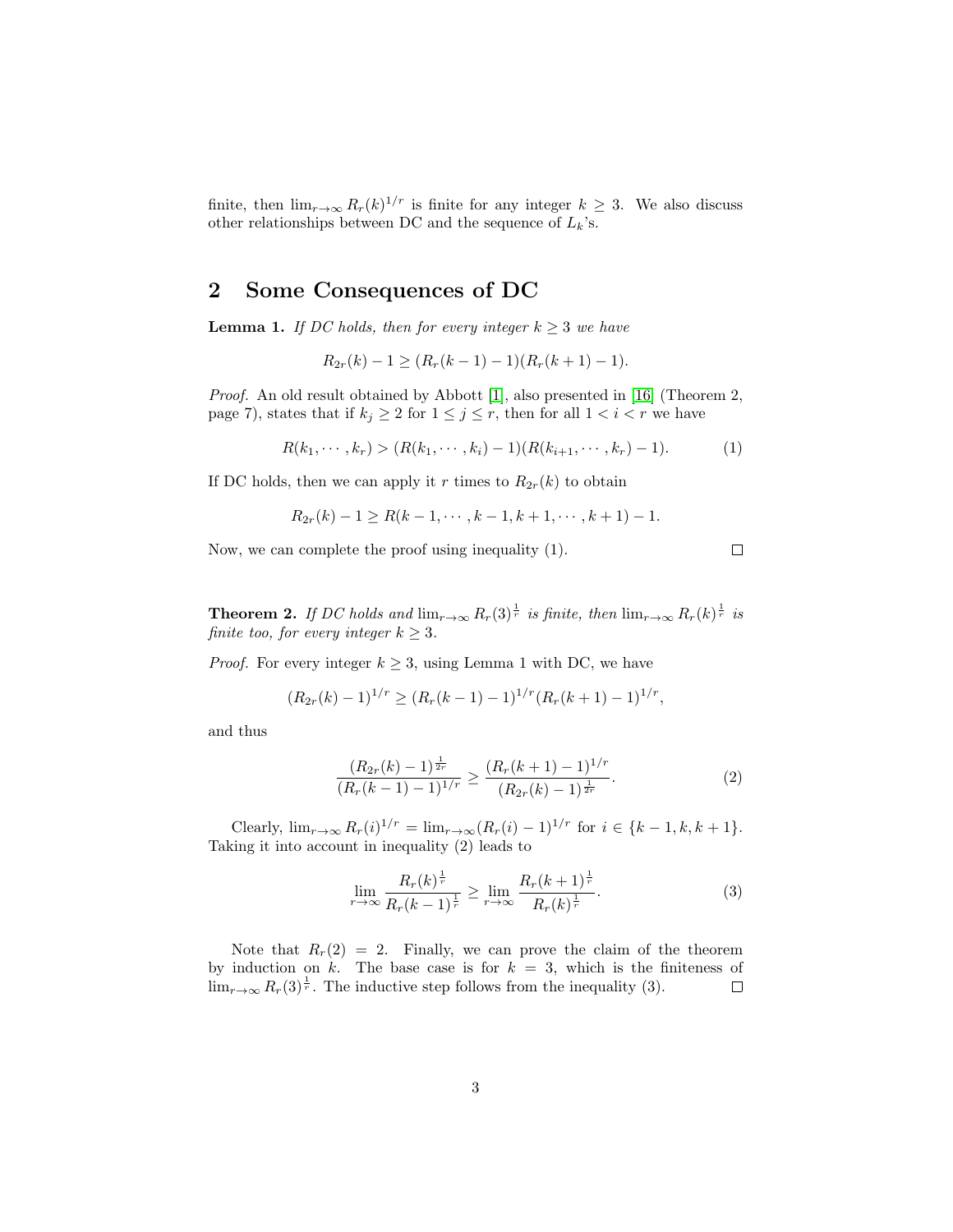finite, then $\lim_{r\to\infty} R_r(k)^{1/r}$ is finite for any integer $k \geq 3$. We also discuss other relationships between DC and the sequence of $L_k$'s.

## 2 Some Consequences of DC

**Lemma 1.** *If DC holds, then for every integer $k \geq 3$ we have*

$$R_{2r}(k) - 1 \geq (R_r(k-1) - 1)(R_r(k+1) - 1).$$

*Proof.* An old result obtained by Abbott [1], also presented in [16] (Theorem 2, page 7), states that if $k_j \geq 2$ for $1 \leq j \leq r$, then for all $1 < i < r$ we have

$$R(k_1, \cdots, k_r) > (R(k_1, \cdots, k_i) - 1)(R(k_{i+1}, \cdots, k_r) - 1). \tag{1}$$

If DC holds, then we can apply it $r$ times to $R_{2r}(k)$ to obtain

$$R_{2r}(k) - 1 \geq R(k-1, \cdots, k-1, k+1, \cdots, k+1) - 1.$$

Now, we can complete the proof using inequality (1). $\square$

**Theorem 2.** *If DC holds and $\lim_{r\to\infty} R_r(3)^{\frac{1}{r}}$ is finite, then $\lim_{r\to\infty} R_r(k)^{\frac{1}{r}}$ is finite too, for every integer $k \geq 3$.*

*Proof.* For every integer $k \geq 3$, using Lemma 1 with DC, we have

$$(R_{2r}(k) - 1)^{1/r} \geq (R_r(k-1) - 1)^{1/r}(R_r(k+1) - 1)^{1/r},$$

and thus

$$\frac{(R_{2r}(k) - 1)^{\frac{1}{2r}}}{(R_r(k-1) - 1)^{1/r}} \geq \frac{(R_r(k+1) - 1)^{1/r}}{(R_{2r}(k) - 1)^{\frac{1}{2r}}}. \tag{2}$$

Clearly, $\lim_{r\to\infty} R_r(i)^{1/r} = \lim_{r\to\infty}(R_r(i) - 1)^{1/r}$ for $i \in \{k-1, k, k+1\}$. Taking it into account in inequality (2) leads to

$$\lim_{r\to\infty} \frac{R_r(k)^{\frac{1}{r}}}{R_r(k-1)^{\frac{1}{r}}} \geq \lim_{r\to\infty} \frac{R_r(k+1)^{\frac{1}{r}}}{R_r(k)^{\frac{1}{r}}}. \tag{3}$$

Note that $R_r(2) = 2$. Finally, we can prove the claim of the theorem by induction on $k$. The base case is for $k = 3$, which is the finiteness of $\lim_{r\to\infty} R_r(3)^{\frac{1}{r}}$. The inductive step follows from the inequality (3). $\square$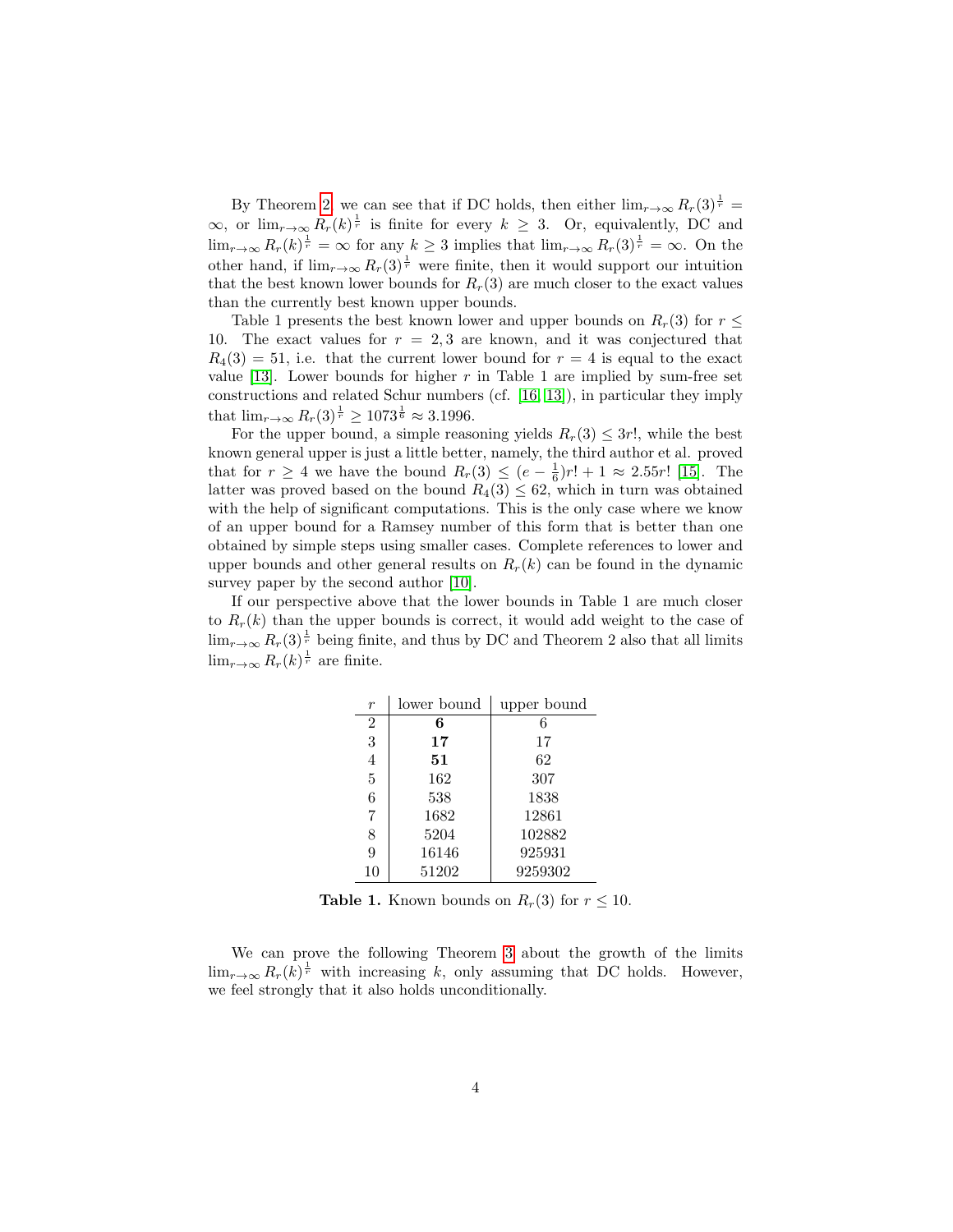By Theorem 2, we can see that if DC holds, then either $\lim_{r\to\infty} R_r(3)^{\frac{1}{r}} = \infty$, or $\lim_{r\to\infty} R_r(k)^{\frac{1}{r}}$ is finite for every $k \geq 3$. Or, equivalently, DC and $\lim_{r\to\infty} R_r(k)^{\frac{1}{r}} = \infty$ for any $k \geq 3$ implies that $\lim_{r\to\infty} R_r(3)^{\frac{1}{r}} = \infty$. On the other hand, if $\lim_{r\to\infty} R_r(3)^{\frac{1}{r}}$ were finite, then it would support our intuition that the best known lower bounds for $R_r(3)$ are much closer to the exact values than the currently best known upper bounds.

Table 1 presents the best known lower and upper bounds on $R_r(3)$ for $r \leq 10$. The exact values for $r = 2, 3$ are known, and it was conjectured that $R_4(3) = 51$, i.e. that the current lower bound for $r = 4$ is equal to the exact value [13]. Lower bounds for higher $r$ in Table 1 are implied by sum-free set constructions and related Schur numbers (cf. [16, 13]), in particular they imply that $\lim_{r\to\infty} R_r(3)^{\frac{1}{r}} \geq 1073^{\frac{1}{6}} \approx 3.1996$.

For the upper bound, a simple reasoning yields $R_r(3) \leq 3r!$, while the best known general upper is just a little better, namely, the third author et al. proved that for $r \geq 4$ we have the bound $R_r(3) \leq (e - \frac{1}{6})r! + 1 \approx 2.55r!$ [15]. The latter was proved based on the bound $R_4(3) \leq 62$, which in turn was obtained with the help of significant computations. This is the only case where we know of an upper bound for a Ramsey number of this form that is better than one obtained by simple steps using smaller cases. Complete references to lower and upper bounds and other general results on $R_r(k)$ can be found in the dynamic survey paper by the second author [10].

If our perspective above that the lower bounds in Table 1 are much closer to $R_r(k)$ than the upper bounds is correct, it would add weight to the case of $\lim_{r\to\infty} R_r(3)^{\frac{1}{r}}$ being finite, and thus by DC and Theorem 2 also that all limits $\lim_{r\to\infty} R_r(k)^{\frac{1}{r}}$ are finite.

| $r$ | lower bound | upper bound |
|---|---|---|
| 2 | **6** | 6 |
| 3 | **17** | 17 |
| 4 | **51** | 62 |
| 5 | 162 | 307 |
| 6 | 538 | 1838 |
| 7 | 1682 | 12861 |
| 8 | 5204 | 102882 |
| 9 | 16146 | 925931 |
| 10 | 51202 | 9259302 |

**Table 1.** Known bounds on $R_r(3)$ for $r \leq 10$.

We can prove the following Theorem 3 about the growth of the limits $\lim_{r\to\infty} R_r(k)^{\frac{1}{r}}$ with increasing $k$, only assuming that DC holds. However, we feel strongly that it also holds unconditionally.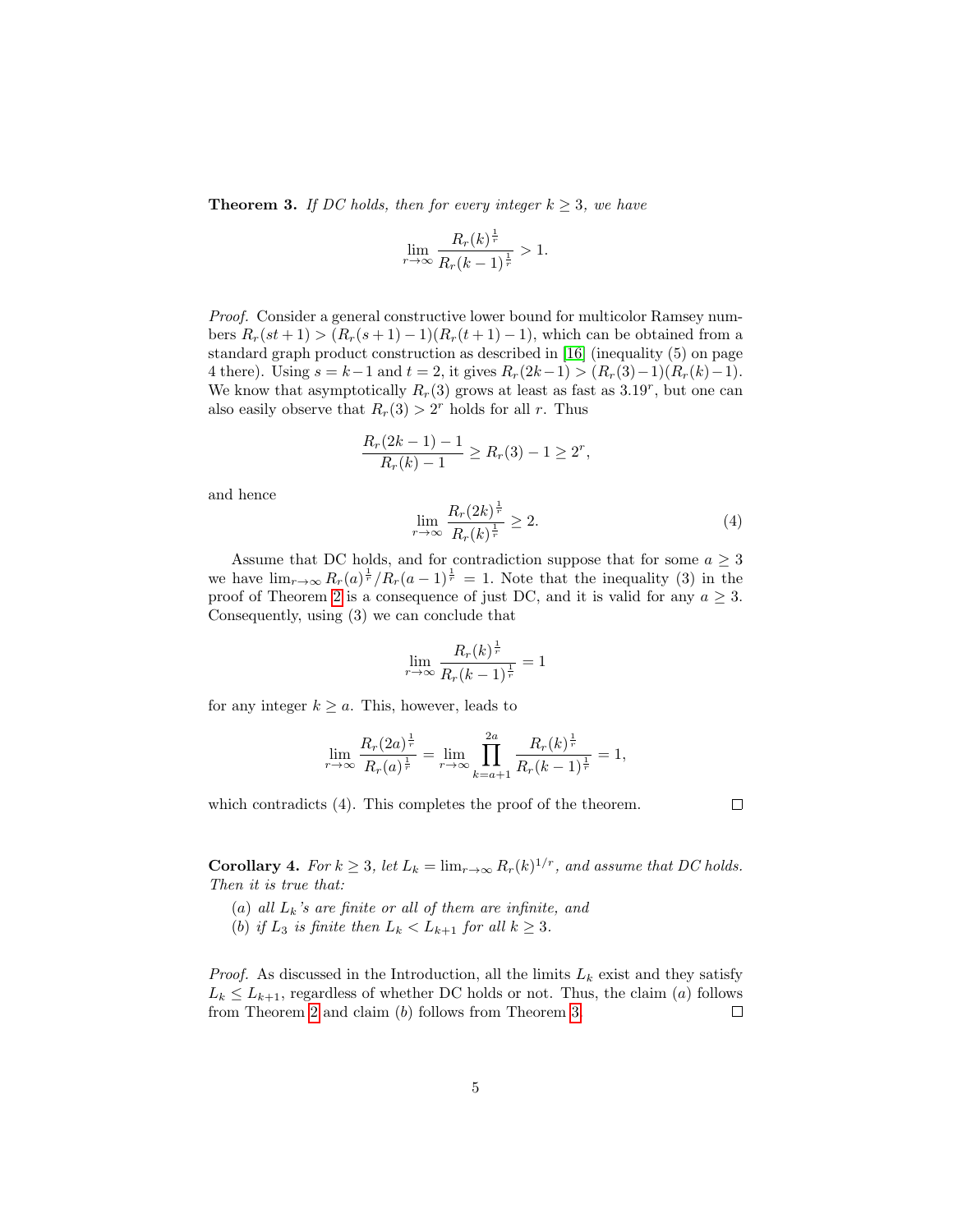**Theorem 3.** *If DC holds, then for every integer $k \geq 3$, we have*

$$\lim_{r\to\infty} \frac{R_r(k)^{\frac{1}{r}}}{R_r(k-1)^{\frac{1}{r}}} > 1.$$

*Proof.* Consider a general constructive lower bound for multicolor Ramsey numbers $R_r(st+1) > (R_r(s+1)-1)(R_r(t+1)-1)$, which can be obtained from a standard graph product construction as described in [16] (inequality (5) on page 4 there). Using $s = k-1$ and $t = 2$, it gives $R_r(2k-1) > (R_r(3)-1)(R_r(k)-1)$. We know that asymptotically $R_r(3)$ grows at least as fast as $3.19^r$, but one can also easily observe that $R_r(3) > 2^r$ holds for all $r$. Thus

$$\frac{R_r(2k-1)-1}{R_r(k)-1} \geq R_r(3) - 1 \geq 2^r,$$

and hence

$$\lim_{r\to\infty} \frac{R_r(2k)^{\frac{1}{r}}}{R_r(k)^{\frac{1}{r}}} \geq 2. \tag{4}$$

Assume that DC holds, and for contradiction suppose that for some $a \geq 3$ we have $\lim_{r\to\infty} R_r(a)^{\frac{1}{r}}/R_r(a-1)^{\frac{1}{r}} = 1$. Note that the inequality (3) in the proof of Theorem 2 is a consequence of just DC, and it is valid for any $a \geq 3$. Consequently, using (3) we can conclude that

$$\lim_{r\to\infty} \frac{R_r(k)^{\frac{1}{r}}}{R_r(k-1)^{\frac{1}{r}}} = 1$$

for any integer $k \geq a$. This, however, leads to

$$\lim_{r\to\infty} \frac{R_r(2a)^{\frac{1}{r}}}{R_r(a)^{\frac{1}{r}}} = \lim_{r\to\infty} \prod_{k=a+1}^{2a} \frac{R_r(k)^{\frac{1}{r}}}{R_r(k-1)^{\frac{1}{r}}} = 1,$$

which contradicts (4). This completes the proof of the theorem. □

**Corollary 4.** *For $k \geq 3$, let $L_k = \lim_{r\to\infty} R_r(k)^{1/r}$, and assume that DC holds. Then it is true that:*

(*a*) *all $L_k$'s are finite or all of them are infinite, and*
(*b*) *if $L_3$ is finite then $L_k < L_{k+1}$ for all $k \geq 3$.*

*Proof.* As discussed in the Introduction, all the limits $L_k$ exist and they satisfy $L_k \leq L_{k+1}$, regardless of whether DC holds or not. Thus, the claim (*a*) follows from Theorem 2 and claim (*b*) follows from Theorem 3. □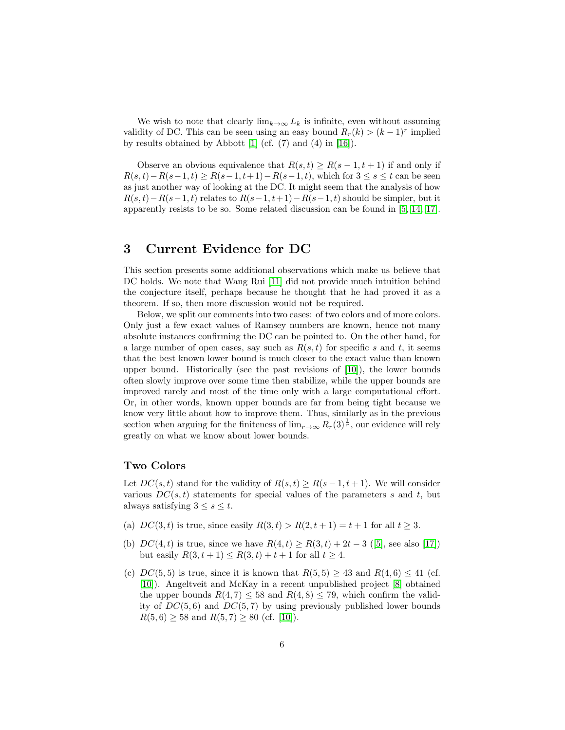We wish to note that clearly $\lim_{k\to\infty} L_k$ is infinite, even without assuming validity of DC. This can be seen using an easy bound $R_r(k) > (k-1)^r$ implied by results obtained by Abbott [1] (cf. (7) and (4) in [16]).

Observe an obvious equivalence that $R(s,t) \geq R(s-1,t+1)$ if and only if $R(s,t) - R(s-1,t) \geq R(s-1,t+1) - R(s-1,t)$, which for $3 \leq s \leq t$ can be seen as just another way of looking at the DC. It might seem that the analysis of how $R(s,t) - R(s-1,t)$ relates to $R(s-1,t+1) - R(s-1,t)$ should be simpler, but it apparently resists to be so. Some related discussion can be found in [5, 14, 17].

# 3 Current Evidence for DC

This section presents some additional observations which make us believe that DC holds. We note that Wang Rui [11] did not provide much intuition behind the conjecture itself, perhaps because he thought that he had proved it as a theorem. If so, then more discussion would not be required.

Below, we split our comments into two cases: of two colors and of more colors. Only just a few exact values of Ramsey numbers are known, hence not many absolute instances confirming the DC can be pointed to. On the other hand, for a large number of open cases, say such as $R(s,t)$ for specific $s$ and $t$, it seems that the best known lower bound is much closer to the exact value than known upper bound. Historically (see the past revisions of [10]), the lower bounds often slowly improve over some time then stabilize, while the upper bounds are improved rarely and most of the time only with a large computational effort. Or, in other words, known upper bounds are far from being tight because we know very little about how to improve them. Thus, similarly as in the previous section when arguing for the finiteness of $\lim_{r\to\infty} R_r(3)^{\frac{1}{r}}$, our evidence will rely greatly on what we know about lower bounds.

### Two Colors

Let $DC(s,t)$ stand for the validity of $R(s,t) \geq R(s-1,t+1)$. We will consider various $DC(s,t)$ statements for special values of the parameters $s$ and $t$, but always satisfying $3 \leq s \leq t$.

(a) $DC(3,t)$ is true, since easily $R(3,t) > R(2,t+1) = t+1$ for all $t \geq 3$.

(b) $DC(4,t)$ is true, since we have $R(4,t) \geq R(3,t) + 2t - 3$ ([5], see also [17]) but easily $R(3,t+1) \leq R(3,t) + t + 1$ for all $t \geq 4$.

(c) $DC(5,5)$ is true, since it is known that $R(5,5) \geq 43$ and $R(4,6) \leq 41$ (cf. [10]). Angeltveit and McKay in a recent unpublished project [8] obtained the upper bounds $R(4,7) \leq 58$ and $R(4,8) \leq 79$, which confirm the validity of $DC(5,6)$ and $DC(5,7)$ by using previously published lower bounds $R(5,6) \geq 58$ and $R(5,7) \geq 80$ (cf. [10]).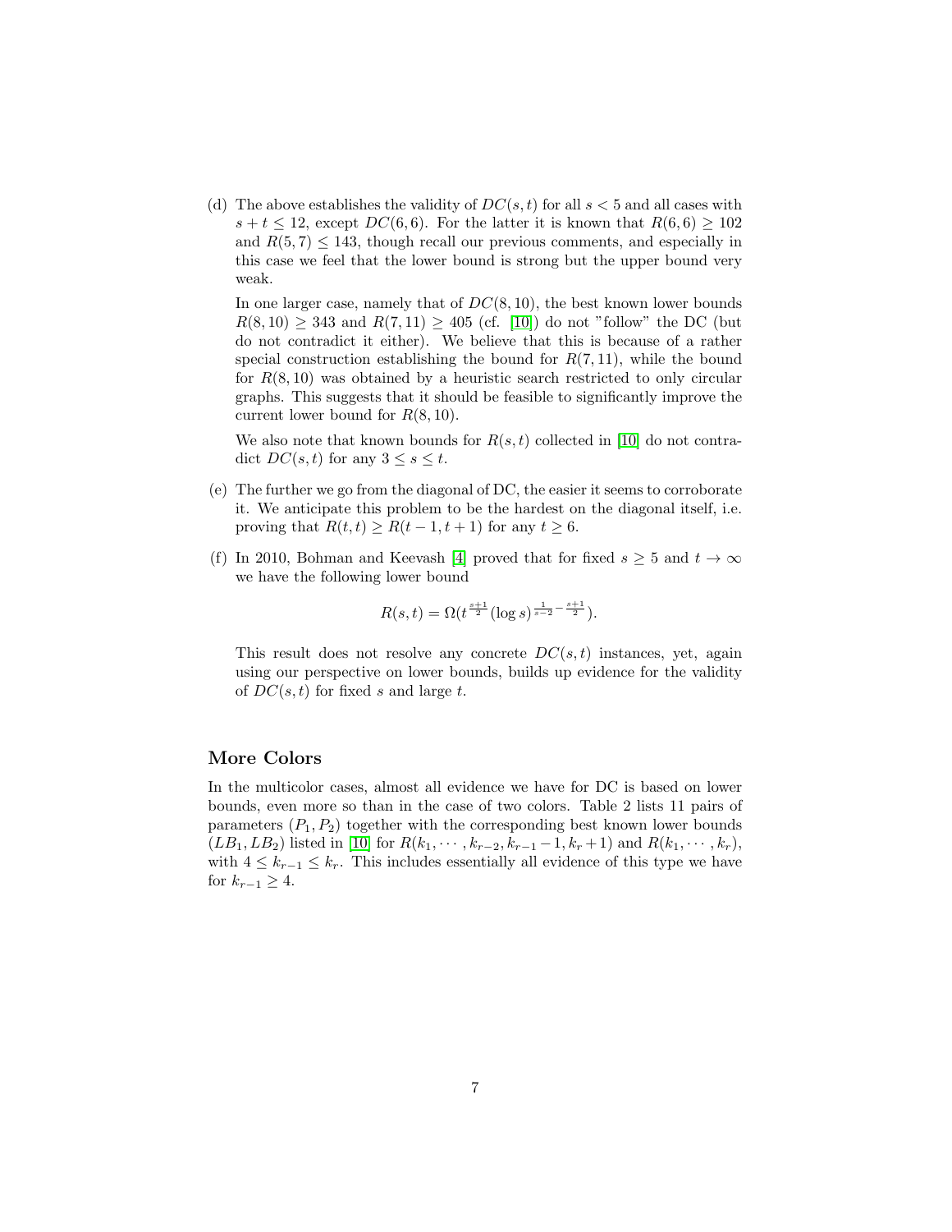(d) The above establishes the validity of $DC(s,t)$ for all $s < 5$ and all cases with $s + t \leq 12$, except $DC(6,6)$. For the latter it is known that $R(6,6) \geq 102$ and $R(5,7) \leq 143$, though recall our previous comments, and especially in this case we feel that the lower bound is strong but the upper bound very weak.

   In one larger case, namely that of $DC(8,10)$, the best known lower bounds $R(8,10) \geq 343$ and $R(7,11) \geq 405$ (cf. [10]) do not "follow" the DC (but do not contradict it either). We believe that this is because of a rather special construction establishing the bound for $R(7,11)$, while the bound for $R(8,10)$ was obtained by a heuristic search restricted to only circular graphs. This suggests that it should be feasible to significantly improve the current lower bound for $R(8,10)$.

   We also note that known bounds for $R(s,t)$ collected in [10] do not contradict $DC(s,t)$ for any $3 \leq s \leq t$.

(e) The further we go from the diagonal of DC, the easier it seems to corroborate it. We anticipate this problem to be the hardest on the diagonal itself, i.e. proving that $R(t,t) \geq R(t-1,t+1)$ for any $t \geq 6$.

(f) In 2010, Bohman and Keevash [4] proved that for fixed $s \geq 5$ and $t \to \infty$ we have the following lower bound

$$R(s,t) = \Omega(t^{\frac{s+1}{2}} (\log s)^{\frac{1}{s-2} - \frac{s+1}{2}}).$$

   This result does not resolve any concrete $DC(s,t)$ instances, yet, again using our perspective on lower bounds, builds up evidence for the validity of $DC(s,t)$ for fixed $s$ and large $t$.

## More Colors

In the multicolor cases, almost all evidence we have for DC is based on lower bounds, even more so than in the case of two colors. Table 2 lists 11 pairs of parameters $(P_1, P_2)$ together with the corresponding best known lower bounds $(LB_1, LB_2)$ listed in [10] for $R(k_1, \cdots, k_{r-2}, k_{r-1} - 1, k_r + 1)$ and $R(k_1, \cdots, k_r)$, with $4 \leq k_{r-1} \leq k_r$. This includes essentially all evidence of this type we have for $k_{r-1} \geq 4$.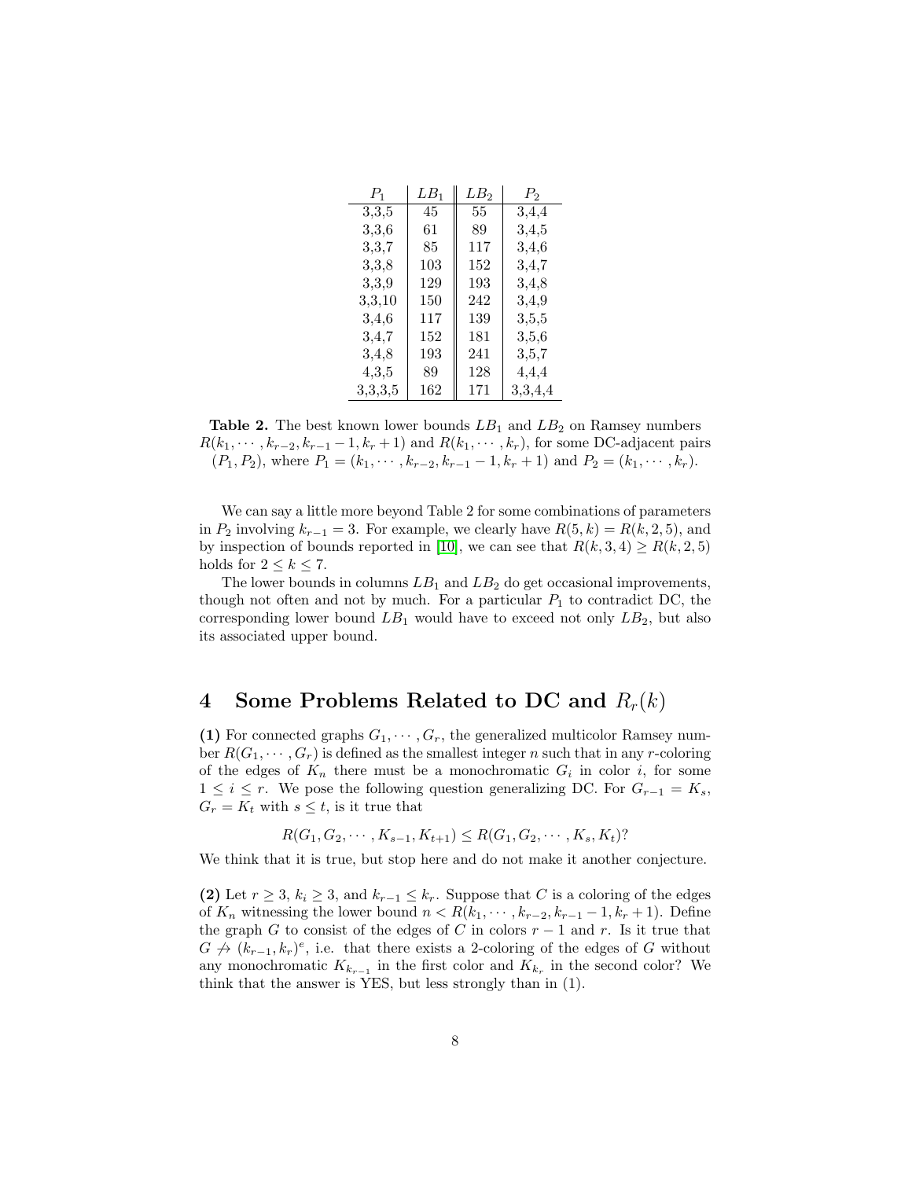| $P_1$ | $LB_1$ | $LB_2$ | $P_2$ |
|---|---|---|---|
| 3,3,5 | 45 | 55 | 3,4,4 |
| 3,3,6 | 61 | 89 | 3,4,5 |
| 3,3,7 | 85 | 117 | 3,4,6 |
| 3,3,8 | 103 | 152 | 3,4,7 |
| 3,3,9 | 129 | 193 | 3,4,8 |
| 3,3,10 | 150 | 242 | 3,4,9 |
| 3,4,6 | 117 | 139 | 3,5,5 |
| 3,4,7 | 152 | 181 | 3,5,6 |
| 3,4,8 | 193 | 241 | 3,5,7 |
| 4,3,5 | 89 | 128 | 4,4,4 |
| 3,3,3,5 | 162 | 171 | 3,3,4,4 |

**Table 2.** The best known lower bounds $LB_1$ and $LB_2$ on Ramsey numbers $R(k_1, \cdots, k_{r-2}, k_{r-1} - 1, k_r + 1)$ and $R(k_1, \cdots, k_r)$, for some DC-adjacent pairs $(P_1, P_2)$, where $P_1 = (k_1, \cdots, k_{r-2}, k_{r-1} - 1, k_r + 1)$ and $P_2 = (k_1, \cdots, k_r)$.

We can say a little more beyond Table 2 for some combinations of parameters in $P_2$ involving $k_{r-1} = 3$. For example, we clearly have $R(5, k) = R(k, 2, 5)$, and by inspection of bounds reported in [10], we can see that $R(k, 3, 4) \geq R(k, 2, 5)$ holds for $2 \leq k \leq 7$.

The lower bounds in columns $LB_1$ and $LB_2$ do get occasional improvements, though not often and not by much. For a particular $P_1$ to contradict DC, the corresponding lower bound $LB_1$ would have to exceed not only $LB_2$, but also its associated upper bound.

## 4 Some Problems Related to DC and $R_r(k)$

**(1)** For connected graphs $G_1, \cdots, G_r$, the generalized multicolor Ramsey number $R(G_1, \cdots, G_r)$ is defined as the smallest integer $n$ such that in any $r$-coloring of the edges of $K_n$ there must be a monochromatic $G_i$ in color $i$, for some $1 \leq i \leq r$. We pose the following question generalizing DC. For $G_{r-1} = K_s$, $G_r = K_t$ with $s \leq t$, is it true that

$$R(G_1, G_2, \cdots, K_{s-1}, K_{t+1}) \leq R(G_1, G_2, \cdots, K_s, K_t)?$$

We think that it is true, but stop here and do not make it another conjecture.

**(2)** Let $r \geq 3$, $k_i \geq 3$, and $k_{r-1} \leq k_r$. Suppose that $C$ is a coloring of the edges of $K_n$ witnessing the lower bound $n < R(k_1, \cdots, k_{r-2}, k_{r-1} - 1, k_r + 1)$. Define the graph $G$ to consist of the edges of $C$ in colors $r - 1$ and $r$. Is it true that $G \not\rightarrow (k_{r-1}, k_r)^e$, i.e. that there exists a 2-coloring of the edges of $G$ without any monochromatic $K_{k_{r-1}}$ in the first color and $K_{k_r}$ in the second color? We think that the answer is YES, but less strongly than in (1).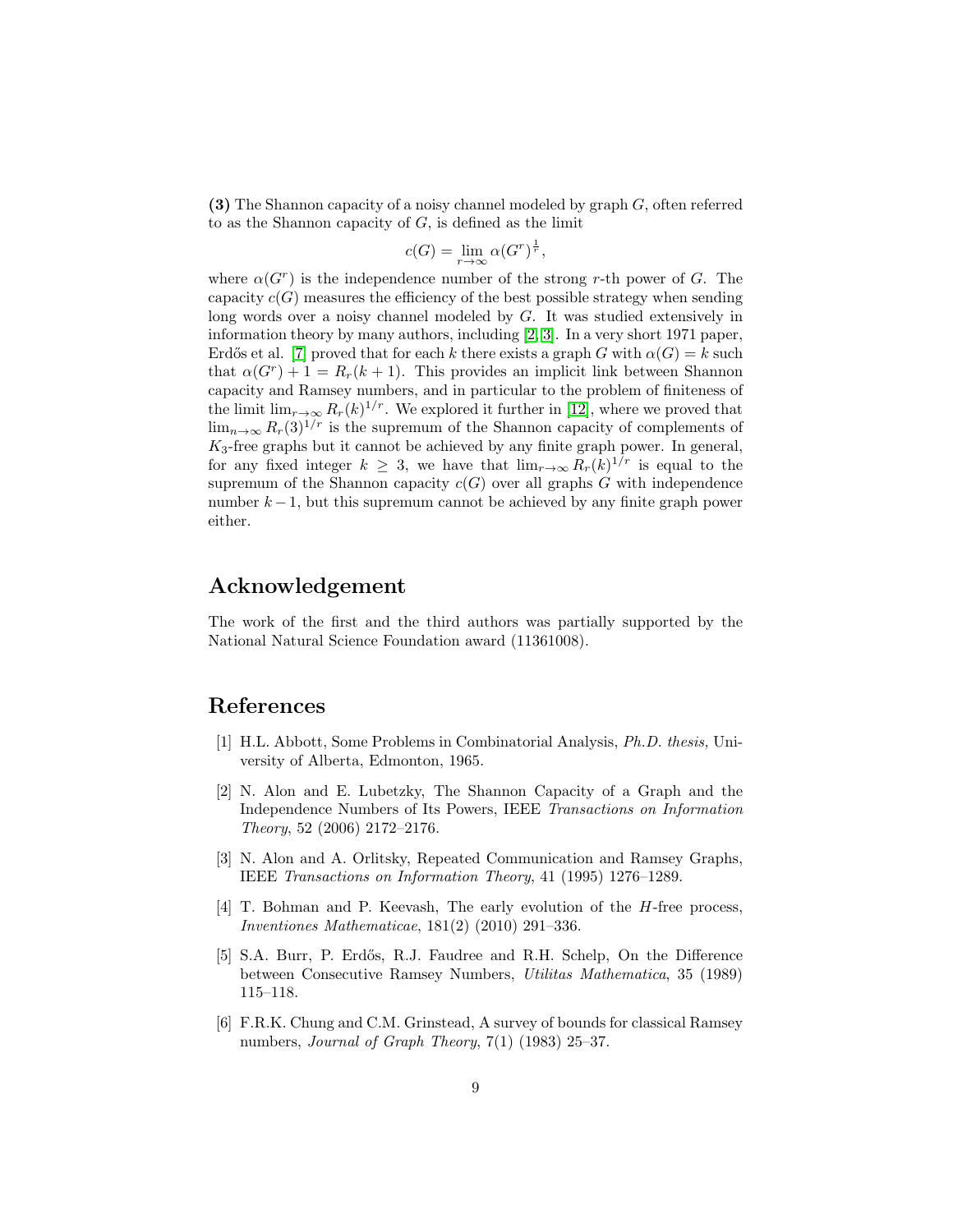**(3)** The Shannon capacity of a noisy channel modeled by graph $G$, often referred to as the Shannon capacity of $G$, is defined as the limit

$$c(G) = \lim_{r\to\infty} \alpha(G^r)^{\frac{1}{r}},$$

where $\alpha(G^r)$ is the independence number of the strong $r$-th power of $G$. The capacity $c(G)$ measures the efficiency of the best possible strategy when sending long words over a noisy channel modeled by $G$. It was studied extensively in information theory by many authors, including [2, 3]. In a very short 1971 paper, Erdős et al. [7] proved that for each $k$ there exists a graph $G$ with $\alpha(G) = k$ such that $\alpha(G^r) + 1 = R_r(k + 1)$. This provides an implicit link between Shannon capacity and Ramsey numbers, and in particular to the problem of finiteness of the limit $\lim_{r\to\infty} R_r(k)^{1/r}$. We explored it further in [12], where we proved that $\lim_{n\to\infty} R_r(3)^{1/r}$ is the supremum of the Shannon capacity of complements of $K_3$-free graphs but it cannot be achieved by any finite graph power. In general, for any fixed integer $k \geq 3$, we have that $\lim_{r\to\infty} R_r(k)^{1/r}$ is equal to the supremum of the Shannon capacity $c(G)$ over all graphs $G$ with independence number $k - 1$, but this supremum cannot be achieved by any finite graph power either.

## Acknowledgement

The work of the first and the third authors was partially supported by the National Natural Science Foundation award (11361008).

## References

[1] H.L. Abbott, Some Problems in Combinatorial Analysis, *Ph.D. thesis,* University of Alberta, Edmonton, 1965.

[2] N. Alon and E. Lubetzky, The Shannon Capacity of a Graph and the Independence Numbers of Its Powers, IEEE *Transactions on Information Theory*, 52 (2006) 2172–2176.

[3] N. Alon and A. Orlitsky, Repeated Communication and Ramsey Graphs, IEEE *Transactions on Information Theory*, 41 (1995) 1276–1289.

[4] T. Bohman and P. Keevash, The early evolution of the $H$-free process, *Inventiones Mathematicae*, 181(2) (2010) 291–336.

[5] S.A. Burr, P. Erdős, R.J. Faudree and R.H. Schelp, On the Difference between Consecutive Ramsey Numbers, *Utilitas Mathematica*, 35 (1989) 115–118.

[6] F.R.K. Chung and C.M. Grinstead, A survey of bounds for classical Ramsey numbers, *Journal of Graph Theory*, 7(1) (1983) 25–37.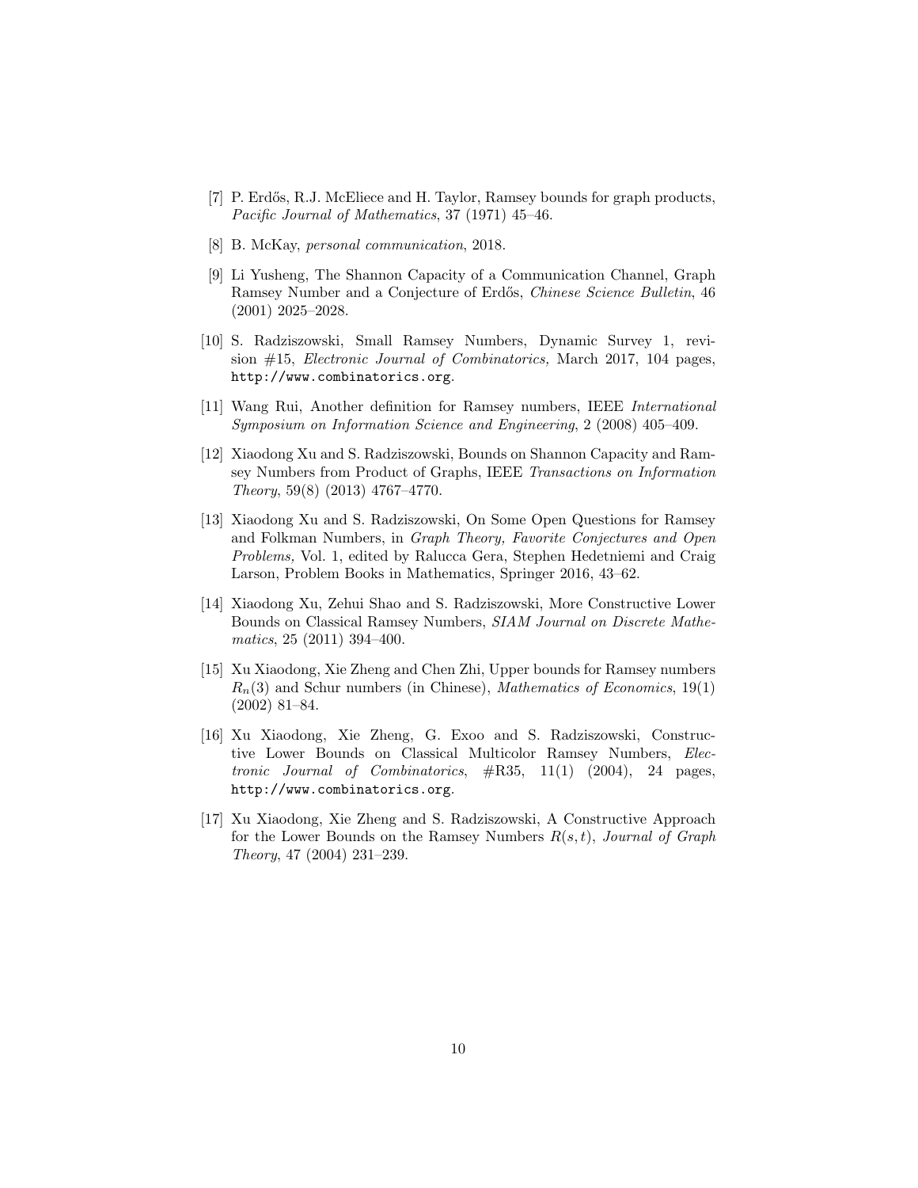[7] P. Erdős, R.J. McEliece and H. Taylor, Ramsey bounds for graph products, *Pacific Journal of Mathematics*, 37 (1971) 45–46.

[8] B. McKay, *personal communication*, 2018.

[9] Li Yusheng, The Shannon Capacity of a Communication Channel, Graph Ramsey Number and a Conjecture of Erdős, *Chinese Science Bulletin*, 46 (2001) 2025–2028.

[10] S. Radziszowski, Small Ramsey Numbers, Dynamic Survey 1, revision #15, *Electronic Journal of Combinatorics,* March 2017, 104 pages, `http://www.combinatorics.org`.

[11] Wang Rui, Another definition for Ramsey numbers, IEEE *International Symposium on Information Science and Engineering*, 2 (2008) 405–409.

[12] Xiaodong Xu and S. Radziszowski, Bounds on Shannon Capacity and Ramsey Numbers from Product of Graphs, IEEE *Transactions on Information Theory*, 59(8) (2013) 4767–4770.

[13] Xiaodong Xu and S. Radziszowski, On Some Open Questions for Ramsey and Folkman Numbers, in *Graph Theory, Favorite Conjectures and Open Problems,* Vol. 1, edited by Ralucca Gera, Stephen Hedetniemi and Craig Larson, Problem Books in Mathematics, Springer 2016, 43–62.

[14] Xiaodong Xu, Zehui Shao and S. Radziszowski, More Constructive Lower Bounds on Classical Ramsey Numbers, *SIAM Journal on Discrete Mathematics*, 25 (2011) 394–400.

[15] Xu Xiaodong, Xie Zheng and Chen Zhi, Upper bounds for Ramsey numbers $R_n(3)$ and Schur numbers (in Chinese), *Mathematics of Economics*, 19(1) (2002) 81–84.

[16] Xu Xiaodong, Xie Zheng, G. Exoo and S. Radziszowski, Constructive Lower Bounds on Classical Multicolor Ramsey Numbers, *Electronic Journal of Combinatorics*, #R35, 11(1) (2004), 24 pages, `http://www.combinatorics.org`.

[17] Xu Xiaodong, Xie Zheng and S. Radziszowski, A Constructive Approach for the Lower Bounds on the Ramsey Numbers $R(s,t)$, *Journal of Graph Theory*, 47 (2004) 231–239.